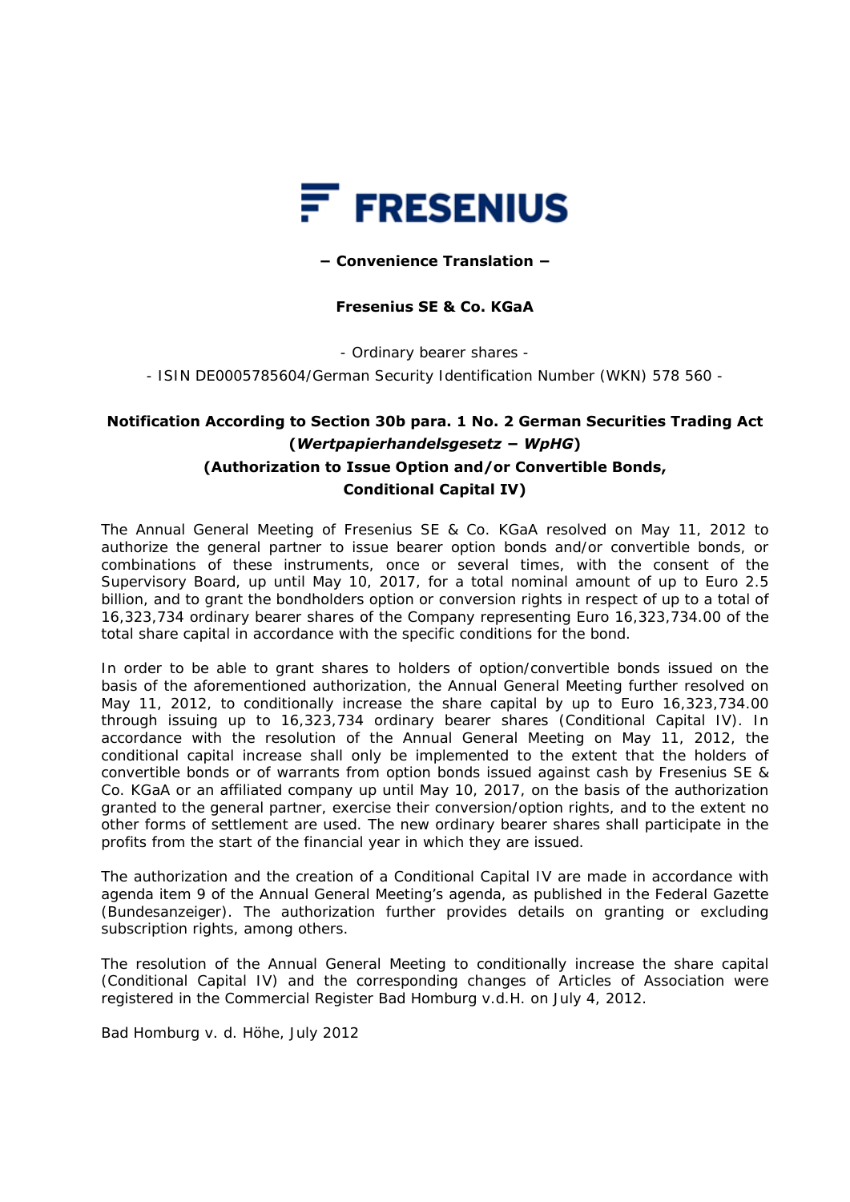FRESENIUS

**− Convenience Translation −**

**Fresenius SE & Co. KGaA**

- Ordinary bearer shares -

- ISIN DE0005785604/German Security Identification Number (WKN) 578 560 -

## Notification According to Section 30b para. 1 No. 2 German Securities Trading Act (*Wertpapierhandelsgesetz* − *WpHG*) (Authorization to Issue Option and/or Convertible Bonds, Conditional Capital IV)

The Annual General Meeting of Fresenius SE & Co. KGaA resolved on May 11, 2012 to authorize the general partner to issue bearer option bonds and/or convertible bonds, or combinations of these instruments, once or several times, with the consent of the Supervisory Board, up until May 10, 2017, for a total nominal amount of up to Euro 2.5 billion, and to grant the bondholders option or conversion rights in respect of up to a total of 16,323,734 ordinary bearer shares of the Company representing Euro 16,323,734.00 of the total share capital in accordance with the specific conditions for the bond.

In order to be able to grant shares to holders of option/convertible bonds issued on the basis of the aforementioned authorization, the Annual General Meeting further resolved on May 11, 2012, to conditionally increase the share capital by up to Euro 16,323,734.00 through issuing up to 16,323,734 ordinary bearer shares (Conditional Capital IV). In accordance with the resolution of the Annual General Meeting on May 11, 2012, the conditional capital increase shall only be implemented to the extent that the holders of convertible bonds or of warrants from option bonds issued against cash by Fresenius SE & Co. KGaA or an affiliated company up until May 10, 2017, on the basis of the authorization granted to the general partner, exercise their conversion/option rights, and to the extent no other forms of settlement are used. The new ordinary bearer shares shall participate in the profits from the start of the financial year in which they are issued.

The authorization and the creation of a Conditional Capital IV are made in accordance with agenda item 9 of the Annual General Meeting's agenda, as published in the Federal Gazette (Bundesanzeiger). The authorization further provides details on granting or excluding subscription rights, among others.

The resolution of the Annual General Meeting to conditionally increase the share capital (Conditional Capital IV) and the corresponding changes of Articles of Association were registered in the Commercial Register Bad Homburg v.d.H. on July 4, 2012.

Bad Homburg v. d. Höhe, July 2012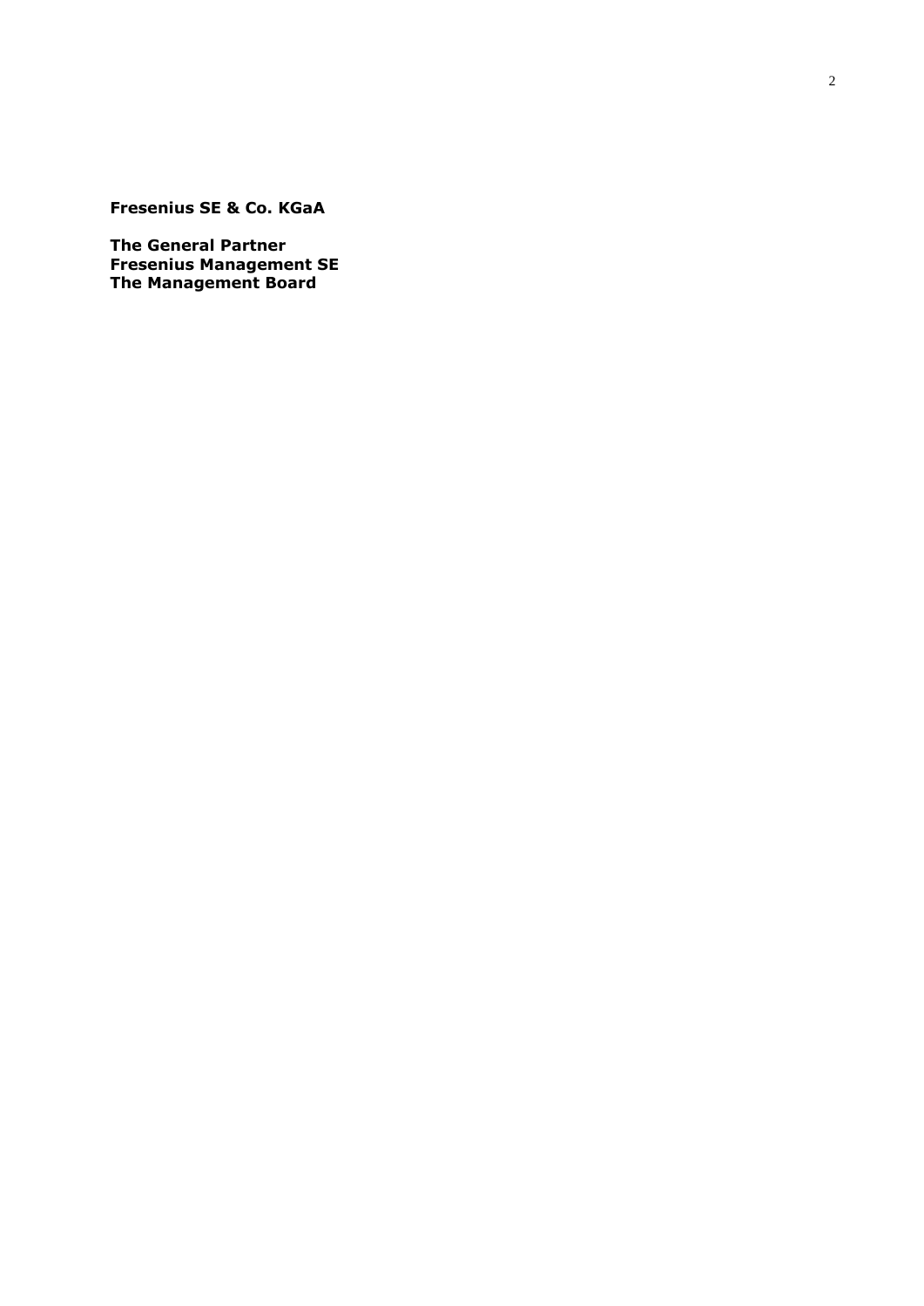**Fresenius SE & Co. KGaA**

**The General Partner**
**Fresenius Management SE**
**The Management Board**